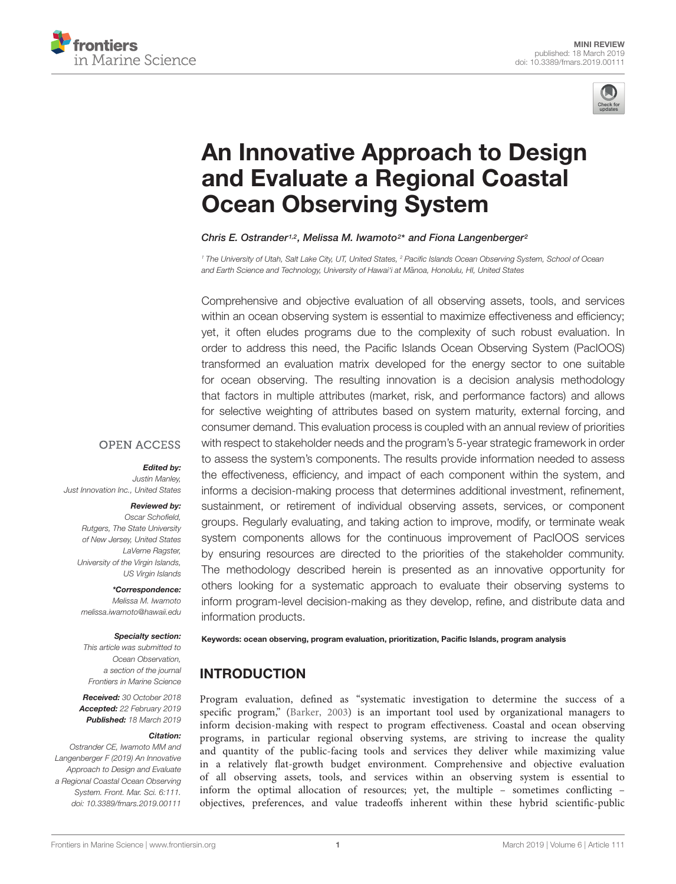MINI REVIEW
published: 18 March 2019
doi: 10.3389/fmars.2019.00111

# An Innovative Approach to Design and Evaluate a Regional Coastal Ocean Observing System

*Chris E. Ostrander[1,2], Melissa M. Iwamoto[2]\* and Fiona Langenberger[2]*

[1] The University of Utah, Salt Lake City, UT, United States, [2] Pacific Islands Ocean Observing System, School of Ocean and Earth Science and Technology, University of Hawaiʻi at Mānoa, Honolulu, HI, United States

Comprehensive and objective evaluation of all observing assets, tools, and services within an ocean observing system is essential to maximize effectiveness and efficiency; yet, it often eludes programs due to the complexity of such robust evaluation. In order to address this need, the Pacific Islands Ocean Observing System (PacIOOS) transformed an evaluation matrix developed for the energy sector to one suitable for ocean observing. The resulting innovation is a decision analysis methodology that factors in multiple attributes (market, risk, and performance factors) and allows for selective weighting of attributes based on system maturity, external forcing, and consumer demand. This evaluation process is coupled with an annual review of priorities with respect to stakeholder needs and the program's 5-year strategic framework in order to assess the system's components. The results provide information needed to assess the effectiveness, efficiency, and impact of each component within the system, and informs a decision-making process that determines additional investment, refinement, sustainment, or retirement of individual observing assets, services, or component groups. Regularly evaluating, and taking action to improve, modify, or terminate weak system components allows for the continuous improvement of PacIOOS services by ensuring resources are directed to the priorities of the stakeholder community. The methodology described herein is presented as an innovative opportunity for others looking for a systematic approach to evaluate their observing systems to inform program-level decision-making as they develop, refine, and distribute data and information products.

**Keywords: ocean observing, program evaluation, prioritization, Pacific Islands, program analysis**

OPEN ACCESS

***Edited by:***
Justin Manley,
Just Innovation Inc., United States

***Reviewed by:***
Oscar Schofield,
Rutgers, The State University of New Jersey, United States
LaVerne Ragster,
University of the Virgin Islands, US Virgin Islands

***\*Correspondence:***
Melissa M. Iwamoto
melissa.iwamoto@hawaii.edu

***Specialty section:***
This article was submitted to Ocean Observation, a section of the journal Frontiers in Marine Science

***Received:*** 30 October 2018
***Accepted:*** 22 February 2019
***Published:*** 18 March 2019

***Citation:***
Ostrander CE, Iwamoto MM and Langenberger F (2019) An Innovative Approach to Design and Evaluate a Regional Coastal Ocean Observing System. Front. Mar. Sci. 6:111. doi: 10.3389/fmars.2019.00111

## INTRODUCTION

Program evaluation, defined as "systematic investigation to determine the success of a specific program," (Barker, 2003) is an important tool used by organizational managers to inform decision-making with respect to program effectiveness. Coastal and ocean observing programs, in particular regional observing systems, are striving to increase the quality and quantity of the public-facing tools and services they deliver while maximizing value in a relatively flat-growth budget environment. Comprehensive and objective evaluation of all observing assets, tools, and services within an observing system is essential to inform the optimal allocation of resources; yet, the multiple – sometimes conflicting – objectives, preferences, and value tradeoffs inherent within these hybrid scientific-public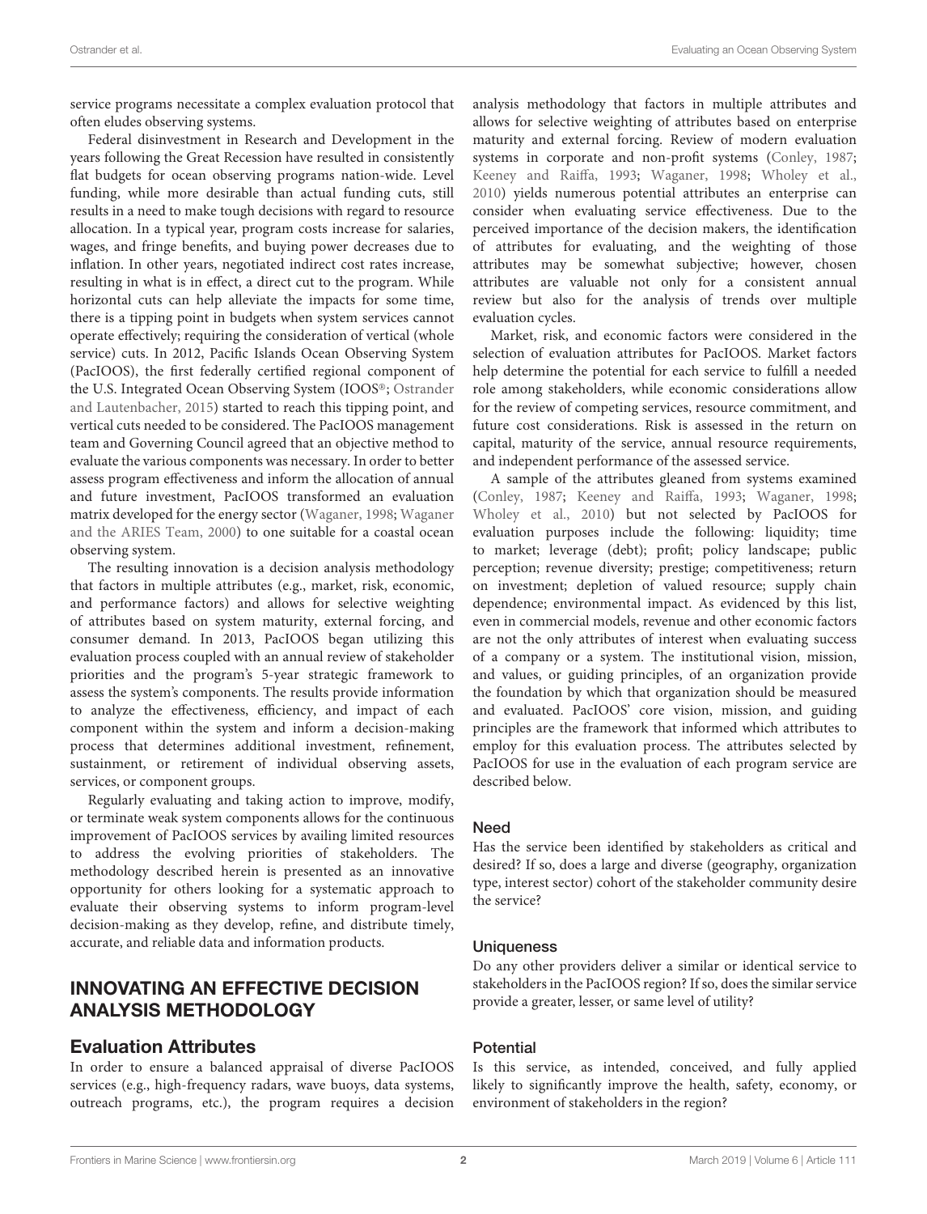service programs necessitate a complex evaluation protocol that often eludes observing systems.

Federal disinvestment in Research and Development in the years following the Great Recession have resulted in consistently flat budgets for ocean observing programs nation-wide. Level funding, while more desirable than actual funding cuts, still results in a need to make tough decisions with regard to resource allocation. In a typical year, program costs increase for salaries, wages, and fringe benefits, and buying power decreases due to inflation. In other years, negotiated indirect cost rates increase, resulting in what is in effect, a direct cut to the program. While horizontal cuts can help alleviate the impacts for some time, there is a tipping point in budgets when system services cannot operate effectively; requiring the consideration of vertical (whole service) cuts. In 2012, Pacific Islands Ocean Observing System (PacIOOS), the first federally certified regional component of the U.S. Integrated Ocean Observing System (IOOS®; Ostrander and Lautenbacher, 2015) started to reach this tipping point, and vertical cuts needed to be considered. The PacIOOS management team and Governing Council agreed that an objective method to evaluate the various components was necessary. In order to better assess program effectiveness and inform the allocation of annual and future investment, PacIOOS transformed an evaluation matrix developed for the energy sector (Waganer, 1998; Waganer and the ARIES Team, 2000) to one suitable for a coastal ocean observing system.

The resulting innovation is a decision analysis methodology that factors in multiple attributes (e.g., market, risk, economic, and performance factors) and allows for selective weighting of attributes based on system maturity, external forcing, and consumer demand. In 2013, PacIOOS began utilizing this evaluation process coupled with an annual review of stakeholder priorities and the program's 5-year strategic framework to assess the system's components. The results provide information to analyze the effectiveness, efficiency, and impact of each component within the system and inform a decision-making process that determines additional investment, refinement, sustainment, or retirement of individual observing assets, services, or component groups.

Regularly evaluating and taking action to improve, modify, or terminate weak system components allows for the continuous improvement of PacIOOS services by availing limited resources to address the evolving priorities of stakeholders. The methodology described herein is presented as an innovative opportunity for others looking for a systematic approach to evaluate their observing systems to inform program-level decision-making as they develop, refine, and distribute timely, accurate, and reliable data and information products.

## INNOVATING AN EFFECTIVE DECISION ANALYSIS METHODOLOGY

### Evaluation Attributes

In order to ensure a balanced appraisal of diverse PacIOOS services (e.g., high-frequency radars, wave buoys, data systems, outreach programs, etc.), the program requires a decision analysis methodology that factors in multiple attributes and allows for selective weighting of attributes based on enterprise maturity and external forcing. Review of modern evaluation systems in corporate and non-profit systems (Conley, 1987; Keeney and Raiffa, 1993; Waganer, 1998; Wholey et al., 2010) yields numerous potential attributes an enterprise can consider when evaluating service effectiveness. Due to the perceived importance of the decision makers, the identification of attributes for evaluating, and the weighting of those attributes may be somewhat subjective; however, chosen attributes are valuable not only for a consistent annual review but also for the analysis of trends over multiple evaluation cycles.

Market, risk, and economic factors were considered in the selection of evaluation attributes for PacIOOS. Market factors help determine the potential for each service to fulfill a needed role among stakeholders, while economic considerations allow for the review of competing services, resource commitment, and future cost considerations. Risk is assessed in the return on capital, maturity of the service, annual resource requirements, and independent performance of the assessed service.

A sample of the attributes gleaned from systems examined (Conley, 1987; Keeney and Raiffa, 1993; Waganer, 1998; Wholey et al., 2010) but not selected by PacIOOS for evaluation purposes include the following: liquidity; time to market; leverage (debt); profit; policy landscape; public perception; revenue diversity; prestige; competitiveness; return on investment; depletion of valued resource; supply chain dependence; environmental impact. As evidenced by this list, even in commercial models, revenue and other economic factors are not the only attributes of interest when evaluating success of a company or a system. The institutional vision, mission, and values, or guiding principles, of an organization provide the foundation by which that organization should be measured and evaluated. PacIOOS' core vision, mission, and guiding principles are the framework that informed which attributes to employ for this evaluation process. The attributes selected by PacIOOS for use in the evaluation of each program service are described below.

#### Need

Has the service been identified by stakeholders as critical and desired? If so, does a large and diverse (geography, organization type, interest sector) cohort of the stakeholder community desire the service?

#### Uniqueness

Do any other providers deliver a similar or identical service to stakeholders in the PacIOOS region? If so, does the similar service provide a greater, lesser, or same level of utility?

#### Potential

Is this service, as intended, conceived, and fully applied likely to significantly improve the health, safety, economy, or environment of stakeholders in the region?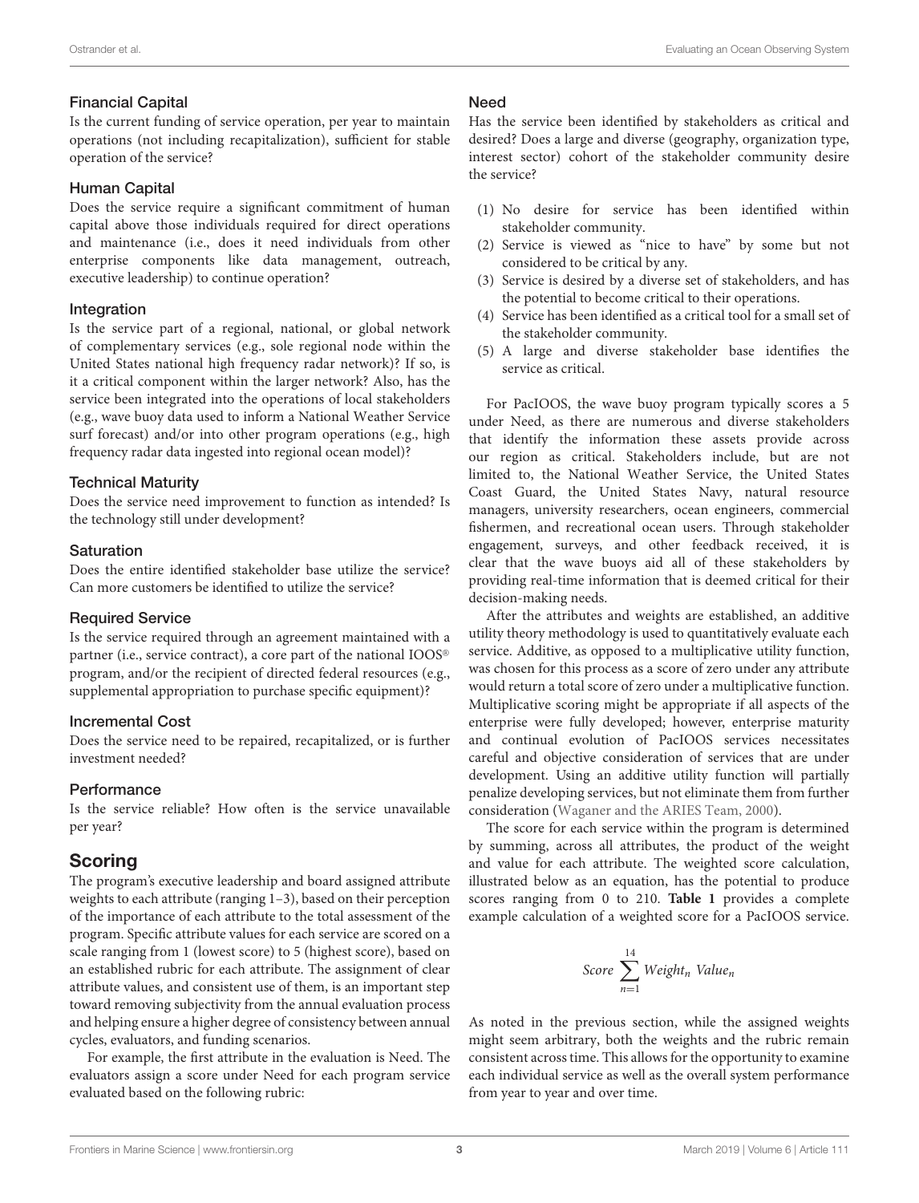### Financial Capital

Is the current funding of service operation, per year to maintain operations (not including recapitalization), sufficient for stable operation of the service?

### Human Capital

Does the service require a significant commitment of human capital above those individuals required for direct operations and maintenance (i.e., does it need individuals from other enterprise components like data management, outreach, executive leadership) to continue operation?

### Integration

Is the service part of a regional, national, or global network of complementary services (e.g., sole regional node within the United States national high frequency radar network)? If so, is it a critical component within the larger network? Also, has the service been integrated into the operations of local stakeholders (e.g., wave buoy data used to inform a National Weather Service surf forecast) and/or into other program operations (e.g., high frequency radar data ingested into regional ocean model)?

### Technical Maturity

Does the service need improvement to function as intended? Is the technology still under development?

### Saturation

Does the entire identified stakeholder base utilize the service? Can more customers be identified to utilize the service?

### Required Service

Is the service required through an agreement maintained with a partner (i.e., service contract), a core part of the national IOOS® program, and/or the recipient of directed federal resources (e.g., supplemental appropriation to purchase specific equipment)?

### Incremental Cost

Does the service need to be repaired, recapitalized, or is further investment needed?

### Performance

Is the service reliable? How often is the service unavailable per year?

## Scoring

The program's executive leadership and board assigned attribute weights to each attribute (ranging 1–3), based on their perception of the importance of each attribute to the total assessment of the program. Specific attribute values for each service are scored on a scale ranging from 1 (lowest score) to 5 (highest score), based on an established rubric for each attribute. The assignment of clear attribute values, and consistent use of them, is an important step toward removing subjectivity from the annual evaluation process and helping ensure a higher degree of consistency between annual cycles, evaluators, and funding scenarios.

For example, the first attribute in the evaluation is Need. The evaluators assign a score under Need for each program service evaluated based on the following rubric:

### Need

Has the service been identified by stakeholders as critical and desired? Does a large and diverse (geography, organization type, interest sector) cohort of the stakeholder community desire the service?

(1) No desire for service has been identified within stakeholder community.
(2) Service is viewed as "nice to have" by some but not considered to be critical by any.
(3) Service is desired by a diverse set of stakeholders, and has the potential to become critical to their operations.
(4) Service has been identified as a critical tool for a small set of the stakeholder community.
(5) A large and diverse stakeholder base identifies the service as critical.

For PacIOOS, the wave buoy program typically scores a 5 under Need, as there are numerous and diverse stakeholders that identify the information these assets provide across our region as critical. Stakeholders include, but are not limited to, the National Weather Service, the United States Coast Guard, the United States Navy, natural resource managers, university researchers, ocean engineers, commercial fishermen, and recreational ocean users. Through stakeholder engagement, surveys, and other feedback received, it is clear that the wave buoys aid all of these stakeholders by providing real-time information that is deemed critical for their decision-making needs.

After the attributes and weights are established, an additive utility theory methodology is used to quantitatively evaluate each service. Additive, as opposed to a multiplicative utility function, was chosen for this process as a score of zero under any attribute would return a total score of zero under a multiplicative function. Multiplicative scoring might be appropriate if all aspects of the enterprise were fully developed; however, enterprise maturity and continual evolution of PacIOOS services necessitates careful and objective consideration of services that are under development. Using an additive utility function will partially penalize developing services, but not eliminate them from further consideration (Waganer and the ARIES Team, 2000).

The score for each service within the program is determined by summing, across all attributes, the product of the weight and value for each attribute. The weighted score calculation, illustrated below as an equation, has the potential to produce scores ranging from 0 to 210. **Table 1** provides a complete example calculation of a weighted score for a PacIOOS service.

$$Score \sum_{n=1}^{14} Weight_n \; Value_n$$

As noted in the previous section, while the assigned weights might seem arbitrary, both the weights and the rubric remain consistent across time. This allows for the opportunity to examine each individual service as well as the overall system performance from year to year and over time.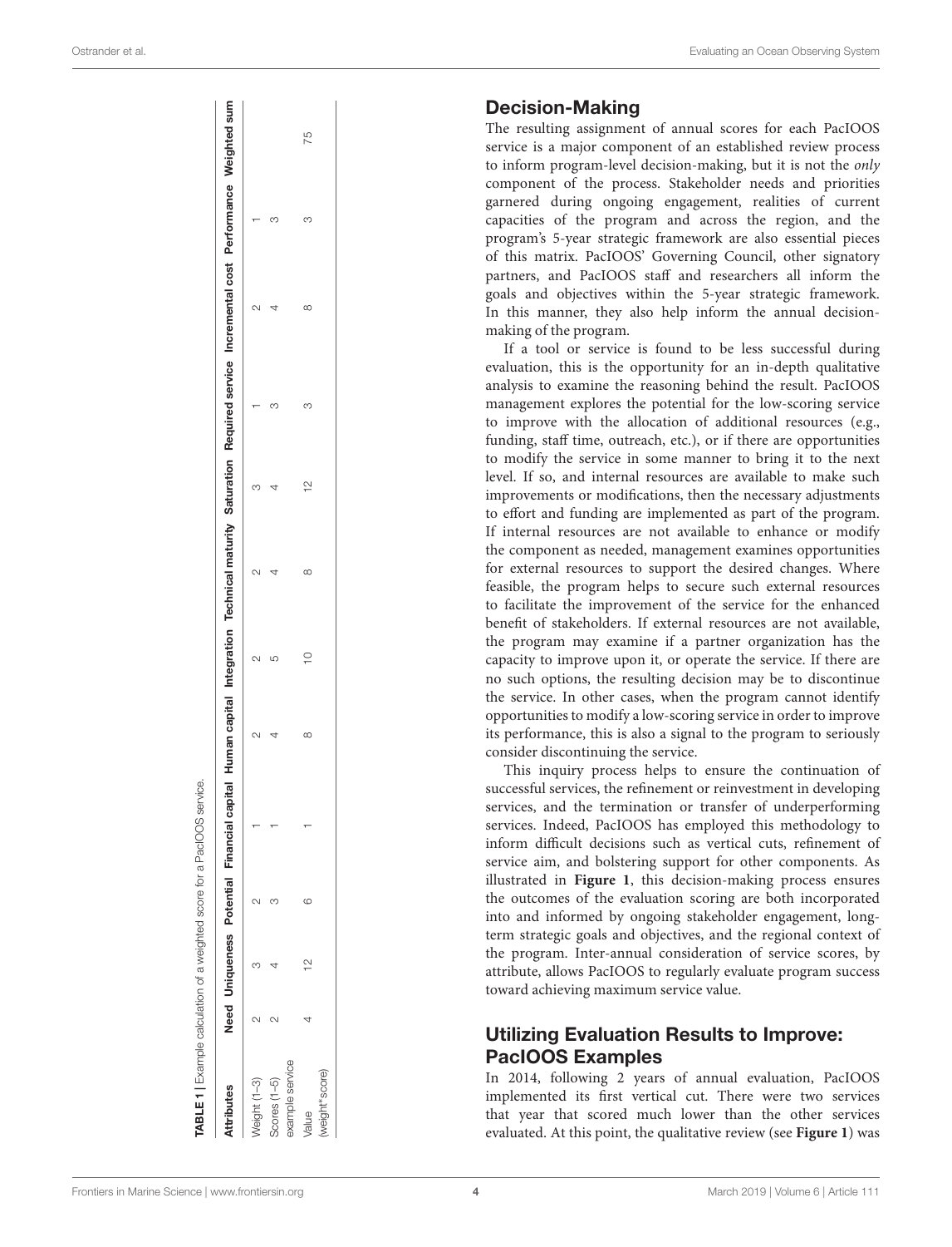**TABLE 1** | Example calculation of a weighted score for a PacIOOS service.

| Attributes | Need | Uniqueness | Potential | Financial capital | Human capital | Integration | Technical maturity | Saturation | Required service | Incremental cost | Performance | Weighted sum |
|---|---|---|---|---|---|---|---|---|---|---|---|---|
| Weight (1–3) | 2 | 3 | 2 | 1 | 2 | 2 | 2 | 3 | 1 | 2 | 1 | |
| Scores (1–5) example service | 2 | 4 | 3 | 1 | 4 | 5 | 4 | 4 | 3 | 4 | 3 | |
| Value (weight*score) | 4 | 12 | 6 | 1 | 8 | 10 | 8 | 12 | 3 | 8 | 3 | 75 |

## Decision-Making

The resulting assignment of annual scores for each PacIOOS service is a major component of an established review process to inform program-level decision-making, but it is not the *only* component of the process. Stakeholder needs and priorities garnered during ongoing engagement, realities of current capacities of the program and across the region, and the program's 5-year strategic framework are also essential pieces of this matrix. PacIOOS' Governing Council, other signatory partners, and PacIOOS staff and researchers all inform the goals and objectives within the 5-year strategic framework. In this manner, they also help inform the annual decision-making of the program.

If a tool or service is found to be less successful during evaluation, this is the opportunity for an in-depth qualitative analysis to examine the reasoning behind the result. PacIOOS management explores the potential for the low-scoring service to improve with the allocation of additional resources (e.g., funding, staff time, outreach, etc.), or if there are opportunities to modify the service in some manner to bring it to the next level. If so, and internal resources are available to make such improvements or modifications, then the necessary adjustments to effort and funding are implemented as part of the program. If internal resources are not available to enhance or modify the component as needed, management examines opportunities for external resources to support the desired changes. Where feasible, the program helps to secure such external resources to facilitate the improvement of the service for the enhanced benefit of stakeholders. If external resources are not available, the program may examine if a partner organization has the capacity to improve upon it, or operate the service. If there are no such options, the resulting decision may be to discontinue the service. In other cases, when the program cannot identify opportunities to modify a low-scoring service in order to improve its performance, this is also a signal to the program to seriously consider discontinuing the service.

This inquiry process helps to ensure the continuation of successful services, the refinement or reinvestment in developing services, and the termination or transfer of underperforming services. Indeed, PacIOOS has employed this methodology to inform difficult decisions such as vertical cuts, refinement of service aim, and bolstering support for other components. As illustrated in **Figure 1**, this decision-making process ensures the outcomes of the evaluation scoring are both incorporated into and informed by ongoing stakeholder engagement, long-term strategic goals and objectives, and the regional context of the program. Inter-annual consideration of service scores, by attribute, allows PacIOOS to regularly evaluate program success toward achieving maximum service value.

## Utilizing Evaluation Results to Improve: PacIOOS Examples

In 2014, following 2 years of annual evaluation, PacIOOS implemented its first vertical cut. There were two services that year that scored much lower than the other services evaluated. At this point, the qualitative review (see **Figure 1**) was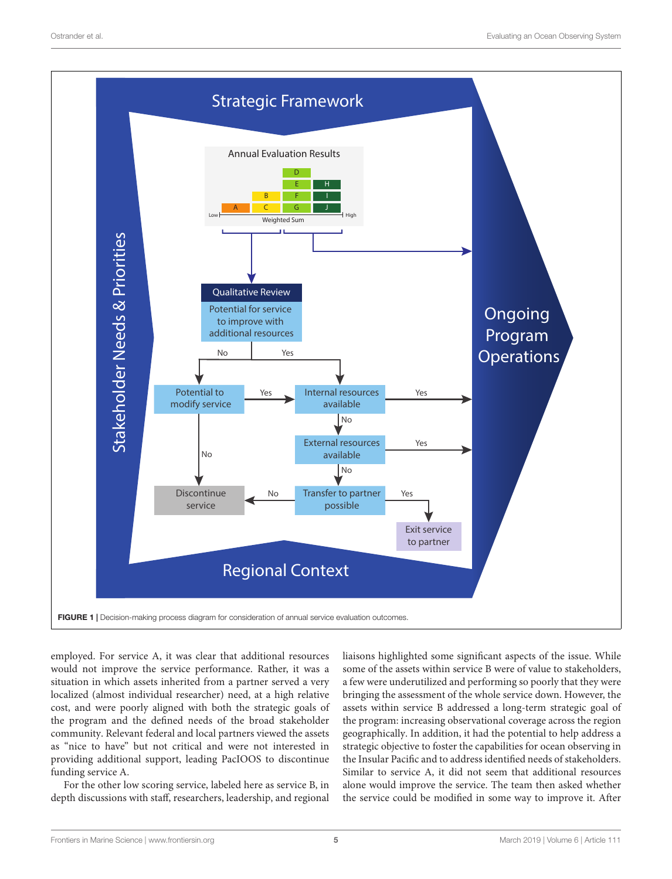FIGURE 1 | Decision-making process diagram for consideration of annual service evaluation outcomes.

employed. For service A, it was clear that additional resources would not improve the service performance. Rather, it was a situation in which assets inherited from a partner served a very localized (almost individual researcher) need, at a high relative cost, and were poorly aligned with both the strategic goals of the program and the defined needs of the broad stakeholder community. Relevant federal and local partners viewed the assets as "nice to have" but not critical and were not interested in providing additional support, leading PacIOOS to discontinue funding service A.

For the other low scoring service, labeled here as service B, in depth discussions with staff, researchers, leadership, and regional liaisons highlighted some significant aspects of the issue. While some of the assets within service B were of value to stakeholders, a few were underutilized and performing so poorly that they were bringing the assessment of the whole service down. However, the assets within service B addressed a long-term strategic goal of the program: increasing observational coverage across the region geographically. In addition, it had the potential to help address a strategic objective to foster the capabilities for ocean observing in the Insular Pacific and to address identified needs of stakeholders. Similar to service A, it did not seem that additional resources alone would improve the service. The team then asked whether the service could be modified in some way to improve it. After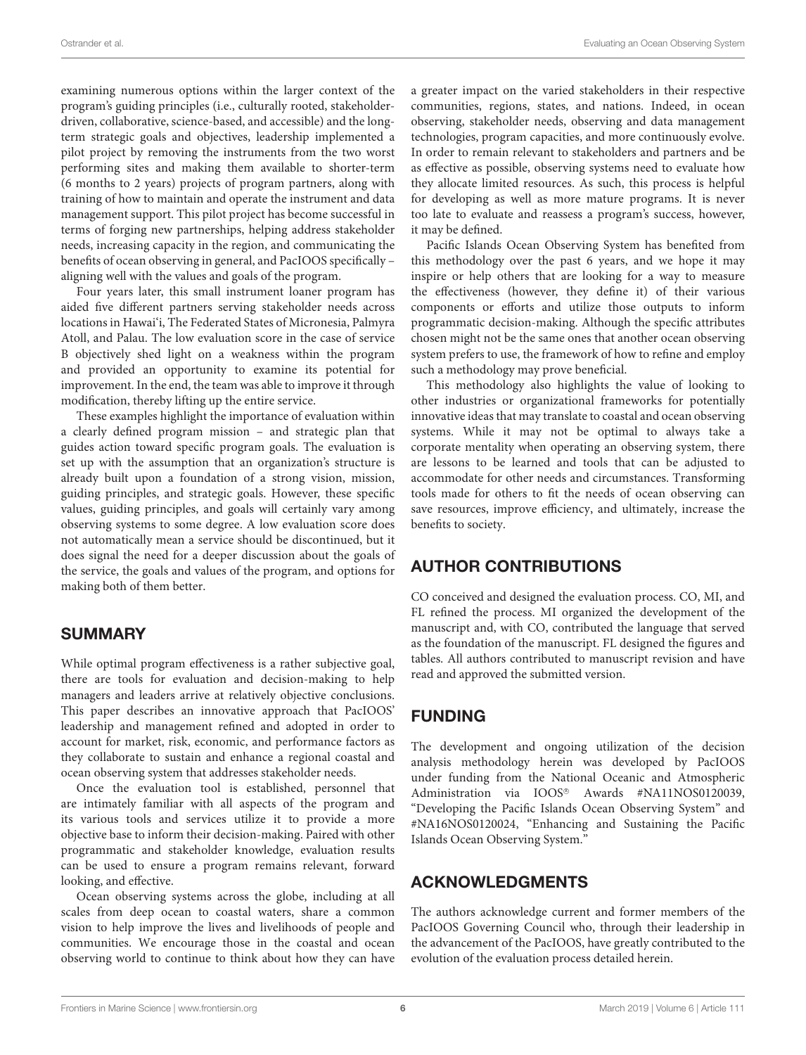examining numerous options within the larger context of the program's guiding principles (i.e., culturally rooted, stakeholder-driven, collaborative, science-based, and accessible) and the long-term strategic goals and objectives, leadership implemented a pilot project by removing the instruments from the two worst performing sites and making them available to shorter-term (6 months to 2 years) projects of program partners, along with training of how to maintain and operate the instrument and data management support. This pilot project has become successful in terms of forging new partnerships, helping address stakeholder needs, increasing capacity in the region, and communicating the benefits of ocean observing in general, and PacIOOS specifically – aligning well with the values and goals of the program.

Four years later, this small instrument loaner program has aided five different partners serving stakeholder needs across locations in Hawai'i, The Federated States of Micronesia, Palmyra Atoll, and Palau. The low evaluation score in the case of service B objectively shed light on a weakness within the program and provided an opportunity to examine its potential for improvement. In the end, the team was able to improve it through modification, thereby lifting up the entire service.

These examples highlight the importance of evaluation within a clearly defined program mission – and strategic plan that guides action toward specific program goals. The evaluation is set up with the assumption that an organization's structure is already built upon a foundation of a strong vision, mission, guiding principles, and strategic goals. However, these specific values, guiding principles, and goals will certainly vary among observing systems to some degree. A low evaluation score does not automatically mean a service should be discontinued, but it does signal the need for a deeper discussion about the goals of the service, the goals and values of the program, and options for making both of them better.

## SUMMARY

While optimal program effectiveness is a rather subjective goal, there are tools for evaluation and decision-making to help managers and leaders arrive at relatively objective conclusions. This paper describes an innovative approach that PacIOOS' leadership and management refined and adopted in order to account for market, risk, economic, and performance factors as they collaborate to sustain and enhance a regional coastal and ocean observing system that addresses stakeholder needs.

Once the evaluation tool is established, personnel that are intimately familiar with all aspects of the program and its various tools and services utilize it to provide a more objective base to inform their decision-making. Paired with other programmatic and stakeholder knowledge, evaluation results can be used to ensure a program remains relevant, forward looking, and effective.

Ocean observing systems across the globe, including at all scales from deep ocean to coastal waters, share a common vision to help improve the lives and livelihoods of people and communities. We encourage those in the coastal and ocean observing world to continue to think about how they can have a greater impact on the varied stakeholders in their respective communities, regions, states, and nations. Indeed, in ocean observing, stakeholder needs, observing and data management technologies, program capacities, and more continuously evolve. In order to remain relevant to stakeholders and partners and be as effective as possible, observing systems need to evaluate how they allocate limited resources. As such, this process is helpful for developing as well as more mature programs. It is never too late to evaluate and reassess a program's success, however, it may be defined.

Pacific Islands Ocean Observing System has benefited from this methodology over the past 6 years, and we hope it may inspire or help others that are looking for a way to measure the effectiveness (however, they define it) of their various components or efforts and utilize those outputs to inform programmatic decision-making. Although the specific attributes chosen might not be the same ones that another ocean observing system prefers to use, the framework of how to refine and employ such a methodology may prove beneficial.

This methodology also highlights the value of looking to other industries or organizational frameworks for potentially innovative ideas that may translate to coastal and ocean observing systems. While it may not be optimal to always take a corporate mentality when operating an observing system, there are lessons to be learned and tools that can be adjusted to accommodate for other needs and circumstances. Transforming tools made for others to fit the needs of ocean observing can save resources, improve efficiency, and ultimately, increase the benefits to society.

## AUTHOR CONTRIBUTIONS

CO conceived and designed the evaluation process. CO, MI, and FL refined the process. MI organized the development of the manuscript and, with CO, contributed the language that served as the foundation of the manuscript. FL designed the figures and tables. All authors contributed to manuscript revision and have read and approved the submitted version.

## FUNDING

The development and ongoing utilization of the decision analysis methodology herein was developed by PacIOOS under funding from the National Oceanic and Atmospheric Administration via IOOS® Awards #NA11NOS0120039, "Developing the Pacific Islands Ocean Observing System" and #NA16NOS0120024, "Enhancing and Sustaining the Pacific Islands Ocean Observing System."

## ACKNOWLEDGMENTS

The authors acknowledge current and former members of the PacIOOS Governing Council who, through their leadership in the advancement of the PacIOOS, have greatly contributed to the evolution of the evaluation process detailed herein.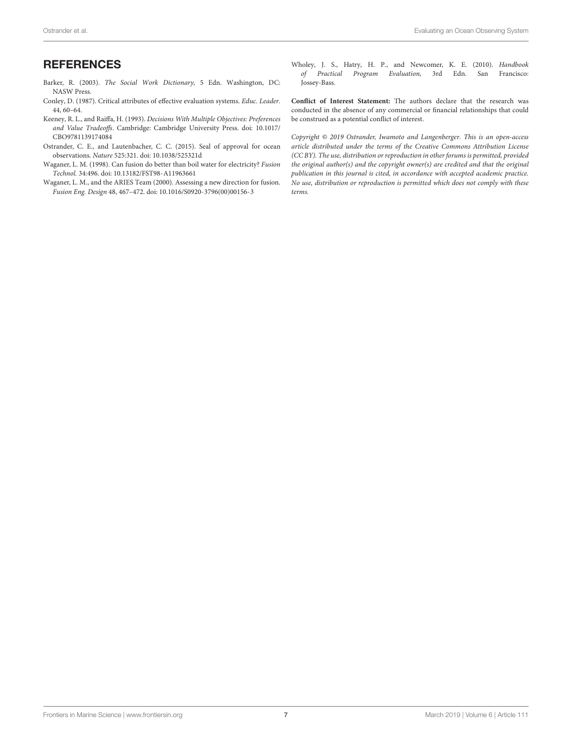## REFERENCES

Barker, R. (2003). *The Social Work Dictionary*, 5 Edn. Washington, DC: NASW Press.

Conley, D. (1987). Critical attributes of effective evaluation systems. *Educ. Leader*. 44, 60–64.

Keeney, R. L., and Raiffa, H. (1993). *Decisions With Multiple Objectives: Preferences and Value Tradeoffs*. Cambridge: Cambridge University Press. doi: 10.1017/CBO9781139174084

Ostrander, C. E., and Lautenbacher, C. C. (2015). Seal of approval for ocean observations. *Nature* 525:321. doi: 10.1038/525321d

Waganer, L. M. (1998). Can fusion do better than boil water for electricity? *Fusion Technol.* 34:496. doi: 10.13182/FST98-A11963661

Waganer, L. M., and the ARIES Team (2000). Assessing a new direction for fusion. *Fusion Eng. Design* 48, 467–472. doi: 10.1016/S0920-3796(00)00156-3

Wholey, J. S., Hatry, H. P., and Newcomer, K. E. (2010). *Handbook of Practical Program Evaluation,* 3rd Edn. San Francisco: Jossey-Bass.

**Conflict of Interest Statement:** The authors declare that the research was conducted in the absence of any commercial or financial relationships that could be construed as a potential conflict of interest.

*Copyright © 2019 Ostrander, Iwamoto and Langenberger. This is an open-access article distributed under the terms of the Creative Commons Attribution License (CC BY). The use, distribution or reproduction in other forums is permitted, provided the original author(s) and the copyright owner(s) are credited and that the original publication in this journal is cited, in accordance with accepted academic practice. No use, distribution or reproduction is permitted which does not comply with these terms.*